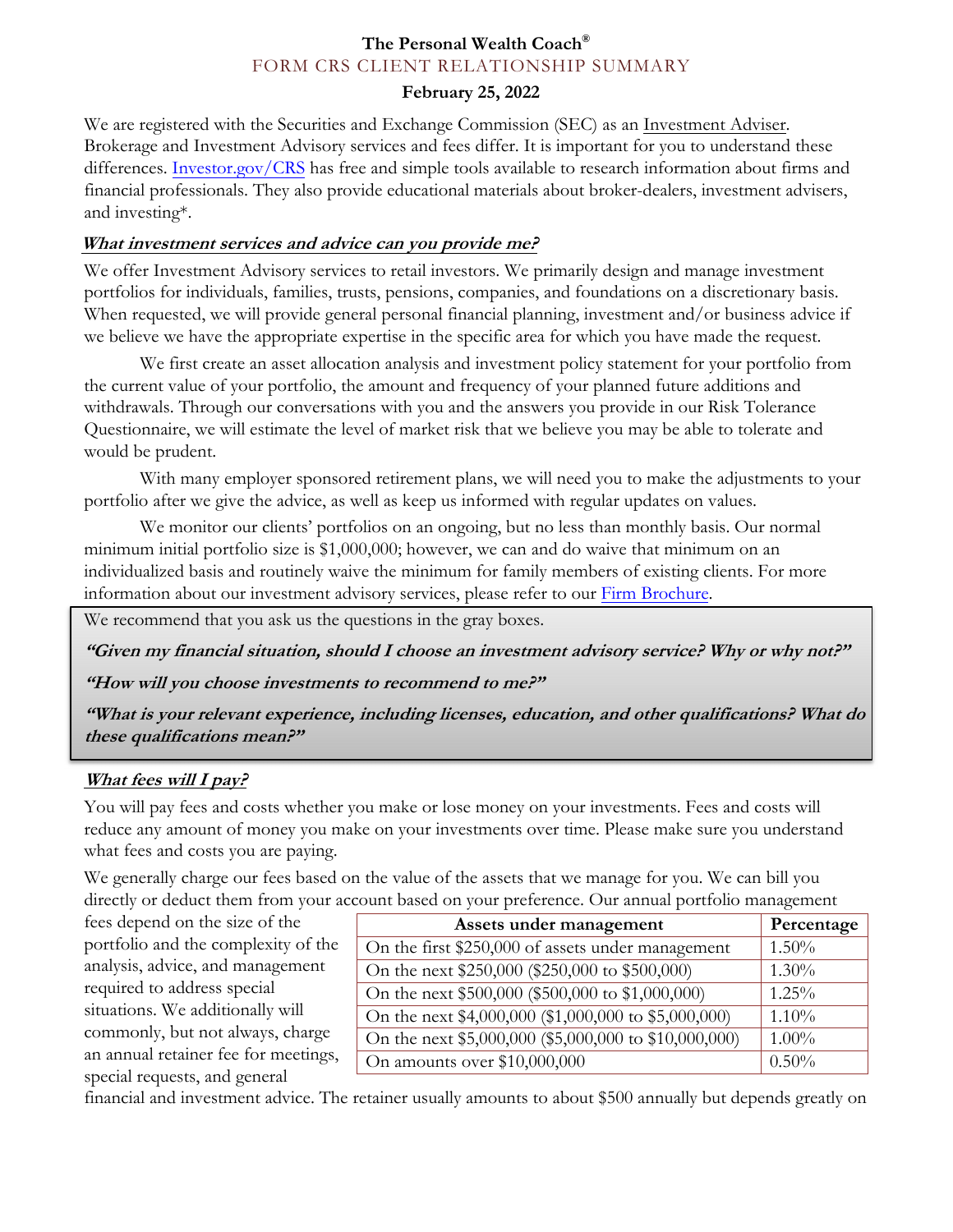# The Personal Wealth Coach®

## FORM CRS CLIENT RELATIONSHIP SUMMARY

**February 25, 2022**

We are registered with the Securities and Exchange Commission (SEC) as an Investment Adviser. Brokerage and Investment Advisory services and fees differ. It is important for you to understand these differences. Investor.gov/CRS has free and simple tools available to research information about firms and financial professionals. They also provide educational materials about broker-dealers, investment advisers, and investing*.

### *What investment services and advice can you provide me?*

We offer Investment Advisory services to retail investors. We primarily design and manage investment portfolios for individuals, families, trusts, pensions, companies, and foundations on a discretionary basis. When requested, we will provide general personal financial planning, investment and/or business advice if we believe we have the appropriate expertise in the specific area for which you have made the request.

We first create an asset allocation analysis and investment policy statement for your portfolio from the current value of your portfolio, the amount and frequency of your planned future additions and withdrawals. Through our conversations with you and the answers you provide in our Risk Tolerance Questionnaire, we will estimate the level of market risk that we believe you may be able to tolerate and would be prudent.

With many employer sponsored retirement plans, we will need you to make the adjustments to your portfolio after we give the advice, as well as keep us informed with regular updates on values.

We monitor our clients' portfolios on an ongoing, but no less than monthly basis. Our normal minimum initial portfolio size is $1,000,000; however, we can and do waive that minimum on an individualized basis and routinely waive the minimum for family members of existing clients. For more information about our investment advisory services, please refer to our Firm Brochure.

> We recommend that you ask us the questions in the gray boxes.
>
> ***"Given my financial situation, should I choose an investment advisory service? Why or why not?"***
>
> ***"How will you choose investments to recommend to me?"***
>
> ***"What is your relevant experience, including licenses, education, and other qualifications? What do these qualifications mean?"***

### *What fees will I pay?*

You will pay fees and costs whether you make or lose money on your investments. Fees and costs will reduce any amount of money you make on your investments over time. Please make sure you understand what fees and costs you are paying.

We generally charge our fees based on the value of the assets that we manage for you. We can bill you directly or deduct them from your account based on your preference. Our annual portfolio management fees depend on the size of the portfolio and the complexity of the analysis, advice, and management required to address special situations. We additionally will commonly, but not always, charge an annual retainer fee for meetings, special requests, and general financial and investment advice. The retainer usually amounts to about $500 annually but depends greatly on

| Assets under management | Percentage |
|---|---|
| On the first $250,000 of assets under management | 1.50% |
| On the next $250,000 ($250,000 to $500,000) | 1.30% |
| On the next $500,000 ($500,000 to $1,000,000) | 1.25% |
| On the next $4,000,000 ($1,000,000 to $5,000,000) | 1.10% |
| On the next $5,000,000 ($5,000,000 to $10,000,000) | 1.00% |
| On amounts over $10,000,000 | 0.50% |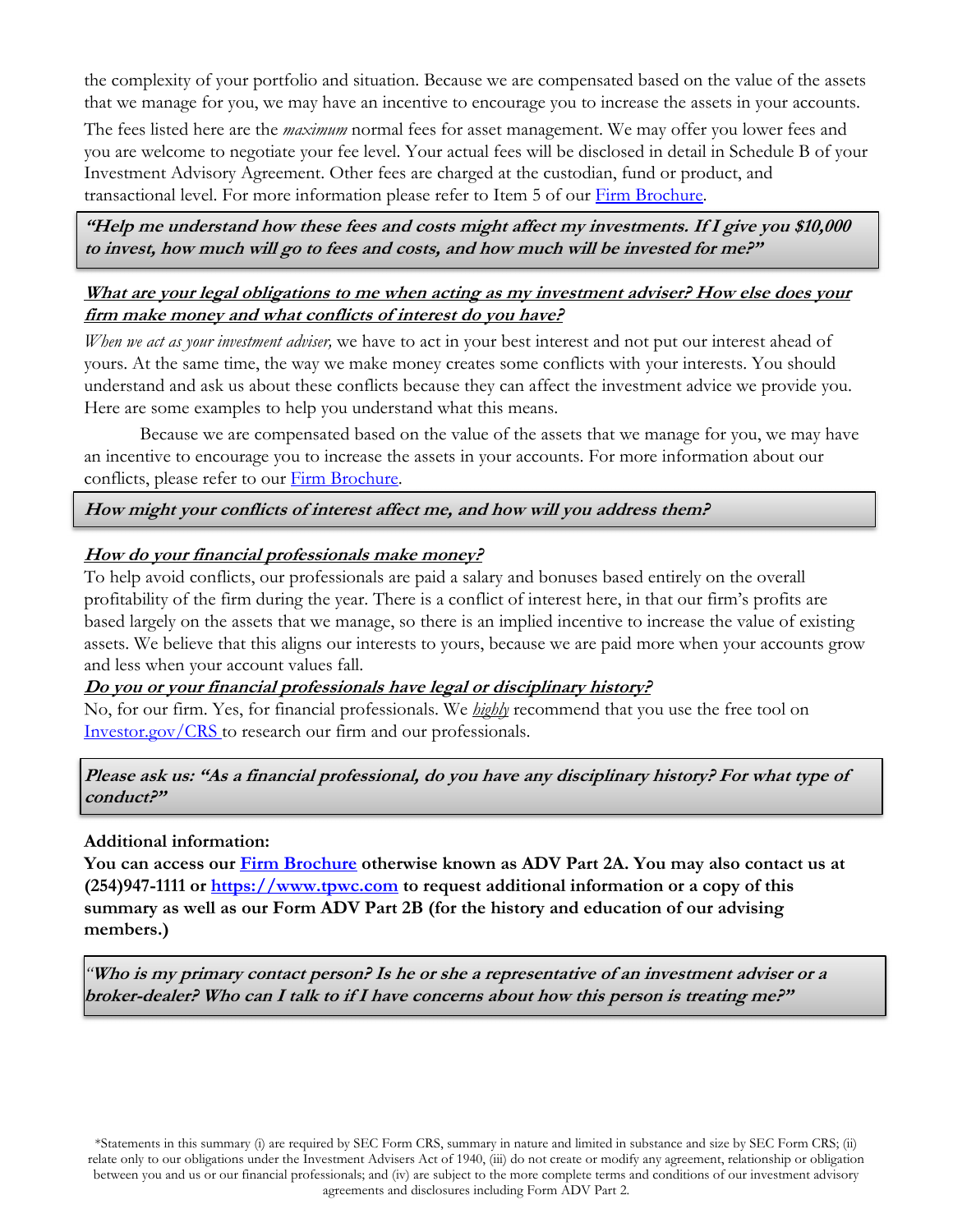the complexity of your portfolio and situation. Because we are compensated based on the value of the assets that we manage for you, we may have an incentive to encourage you to increase the assets in your accounts.

The fees listed here are the *maximum* normal fees for asset management. We may offer you lower fees and you are welcome to negotiate your fee level. Your actual fees will be disclosed in detail in Schedule B of your Investment Advisory Agreement. Other fees are charged at the custodian, fund or product, and transactional level. For more information please refer to Item 5 of our [Firm Brochure](Firm Brochure).

> ***"Help me understand how these fees and costs might affect my investments. If I give you $10,000 to invest, how much will go to fees and costs, and how much will be invested for me?"***

***What are your legal obligations to me when acting as my investment adviser? How else does your firm make money and what conflicts of interest do you have?***

*When we act as your investment adviser,* we have to act in your best interest and not put our interest ahead of yours. At the same time, the way we make money creates some conflicts with your interests. You should understand and ask us about these conflicts because they can affect the investment advice we provide you. Here are some examples to help you understand what this means.

Because we are compensated based on the value of the assets that we manage for you, we may have an incentive to encourage you to increase the assets in your accounts. For more information about our conflicts, please refer to our Firm Brochure.

> ***How might your conflicts of interest affect me, and how will you address them?***

***How do your financial professionals make money?***

To help avoid conflicts, our professionals are paid a salary and bonuses based entirely on the overall profitability of the firm during the year. There is a conflict of interest here, in that our firm's profits are based largely on the assets that we manage, so there is an implied incentive to increase the value of existing assets. We believe that this aligns our interests to yours, because we are paid more when your accounts grow and less when your account values fall.

***Do you or your financial professionals have legal or disciplinary history?***

No, for our firm. Yes, for financial professionals. We ***highly*** recommend that you use the free tool on Investor.gov/CRS to research our firm and our professionals.

> ***Please ask us: "As a financial professional, do you have any disciplinary history? For what type of conduct?"***

**Additional information:**

**You can access our Firm Brochure otherwise known as ADV Part 2A. You may also contact us at (254)947-1111 or https://www.tpwc.com to request additional information or a copy of this summary as well as our Form ADV Part 2B (for the history and education of our advising members.)**

> ***"Who is my primary contact person? Is he or she a representative of an investment adviser or a broker-dealer? Who can I talk to if I have concerns about how this person is treating me?"***

*Statements in this summary (i) are required by SEC Form CRS, summary in nature and limited in substance and size by SEC Form CRS; (ii) relate only to our obligations under the Investment Advisers Act of 1940, (iii) do not create or modify any agreement, relationship or obligation between you and us or our financial professionals; and (iv) are subject to the more complete terms and conditions of our investment advisory agreements and disclosures including Form ADV Part 2.